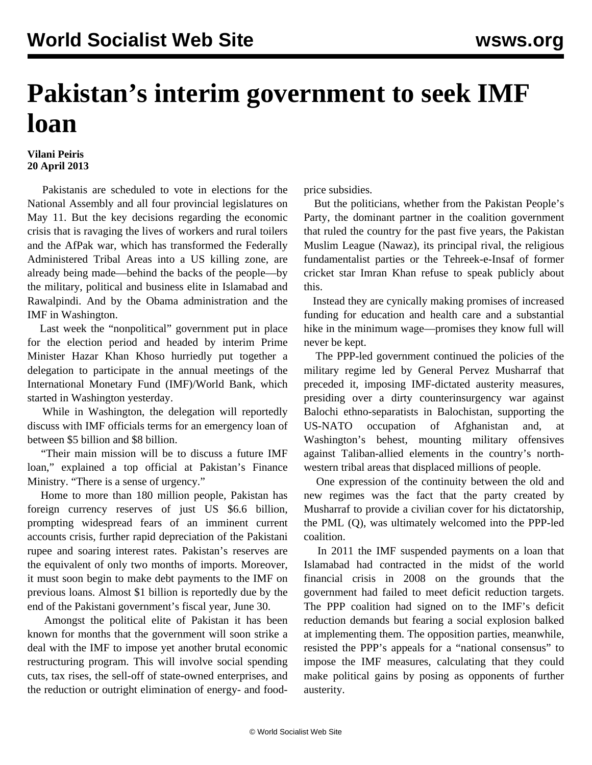# Pakistan's interim government to seek IMF loan

**Vilani Peiris**
**20 April 2013**

Pakistanis are scheduled to vote in elections for the National Assembly and all four provincial legislatures on May 11. But the key decisions regarding the economic crisis that is ravaging the lives of workers and rural toilers and the AfPak war, which has transformed the Federally Administered Tribal Areas into a US killing zone, are already being made—behind the backs of the people—by the military, political and business elite in Islamabad and Rawalpindi. And by the Obama administration and the IMF in Washington.

Last week the "nonpolitical" government put in place for the election period and headed by interim Prime Minister Hazar Khan Khoso hurriedly put together a delegation to participate in the annual meetings of the International Monetary Fund (IMF)/World Bank, which started in Washington yesterday.

While in Washington, the delegation will reportedly discuss with IMF officials terms for an emergency loan of between $5 billion and $8 billion.

"Their main mission will be to discuss a future IMF loan," explained a top official at Pakistan's Finance Ministry. "There is a sense of urgency."

Home to more than 180 million people, Pakistan has foreign currency reserves of just US $6.6 billion, prompting widespread fears of an imminent current accounts crisis, further rapid depreciation of the Pakistani rupee and soaring interest rates. Pakistan's reserves are the equivalent of only two months of imports. Moreover, it must soon begin to make debt payments to the IMF on previous loans. Almost $1 billion is reportedly due by the end of the Pakistani government's fiscal year, June 30.

Amongst the political elite of Pakistan it has been known for months that the government will soon strike a deal with the IMF to impose yet another brutal economic restructuring program. This will involve social spending cuts, tax rises, the sell-off of state-owned enterprises, and the reduction or outright elimination of energy- and food-price subsidies.

But the politicians, whether from the Pakistan People's Party, the dominant partner in the coalition government that ruled the country for the past five years, the Pakistan Muslim League (Nawaz), its principal rival, the religious fundamentalist parties or the Tehreek-e-Insaf of former cricket star Imran Khan refuse to speak publicly about this.

Instead they are cynically making promises of increased funding for education and health care and a substantial hike in the minimum wage—promises they know full will never be kept.

The PPP-led government continued the policies of the military regime led by General Pervez Musharraf that preceded it, imposing IMF-dictated austerity measures, presiding over a dirty counterinsurgency war against Balochi ethno-separatists in Balochistan, supporting the US-NATO occupation of Afghanistan and, at Washington's behest, mounting military offensives against Taliban-allied elements in the country's north-western tribal areas that displaced millions of people.

One expression of the continuity between the old and new regimes was the fact that the party created by Musharraf to provide a civilian cover for his dictatorship, the PML (Q), was ultimately welcomed into the PPP-led coalition.

In 2011 the IMF suspended payments on a loan that Islamabad had contracted in the midst of the world financial crisis in 2008 on the grounds that the government had failed to meet deficit reduction targets. The PPP coalition had signed on to the IMF's deficit reduction demands but fearing a social explosion balked at implementing them. The opposition parties, meanwhile, resisted the PPP's appeals for a "national consensus" to impose the IMF measures, calculating that they could make political gains by posing as opponents of further austerity.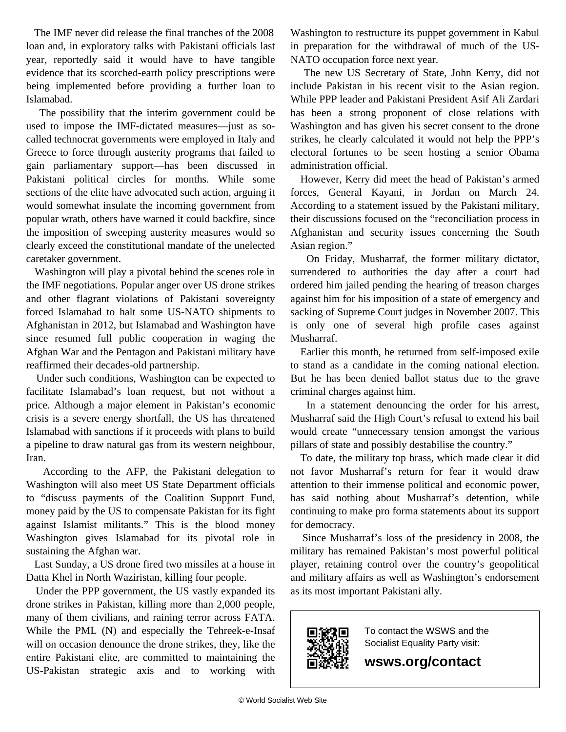The IMF never did release the final tranches of the 2008 loan and, in exploratory talks with Pakistani officials last year, reportedly said it would have to have tangible evidence that its scorched-earth policy prescriptions were being implemented before providing a further loan to Islamabad.

The possibility that the interim government could be used to impose the IMF-dictated measures—just as so-called technocrat governments were employed in Italy and Greece to force through austerity programs that failed to gain parliamentary support—has been discussed in Pakistani political circles for months. While some sections of the elite have advocated such action, arguing it would somewhat insulate the incoming government from popular wrath, others have warned it could backfire, since the imposition of sweeping austerity measures would so clearly exceed the constitutional mandate of the unelected caretaker government.

Washington will play a pivotal behind the scenes role in the IMF negotiations. Popular anger over US drone strikes and other flagrant violations of Pakistani sovereignty forced Islamabad to halt some US-NATO shipments to Afghanistan in 2012, but Islamabad and Washington have since resumed full public cooperation in waging the Afghan War and the Pentagon and Pakistani military have reaffirmed their decades-old partnership.

Under such conditions, Washington can be expected to facilitate Islamabad's loan request, but not without a price. Although a major element in Pakistan's economic crisis is a severe energy shortfall, the US has threatened Islamabad with sanctions if it proceeds with plans to build a pipeline to draw natural gas from its western neighbour, Iran.

According to the AFP, the Pakistani delegation to Washington will also meet US State Department officials to "discuss payments of the Coalition Support Fund, money paid by the US to compensate Pakistan for its fight against Islamist militants." This is the blood money Washington gives Islamabad for its pivotal role in sustaining the Afghan war.

Last Sunday, a US drone fired two missiles at a house in Datta Khel in North Waziristan, killing four people.

Under the PPP government, the US vastly expanded its drone strikes in Pakistan, killing more than 2,000 people, many of them civilians, and raining terror across FATA. While the PML (N) and especially the Tehreek-e-Insaf will on occasion denounce the drone strikes, they, like the entire Pakistani elite, are committed to maintaining the US-Pakistan strategic axis and to working with Washington to restructure its puppet government in Kabul in preparation for the withdrawal of much of the US-NATO occupation force next year.

The new US Secretary of State, John Kerry, did not include Pakistan in his recent visit to the Asian region. While PPP leader and Pakistani President Asif Ali Zardari has been a strong proponent of close relations with Washington and has given his secret consent to the drone strikes, he clearly calculated it would not help the PPP's electoral fortunes to be seen hosting a senior Obama administration official.

However, Kerry did meet the head of Pakistan's armed forces, General Kayani, in Jordan on March 24. According to a statement issued by the Pakistani military, their discussions focused on the "reconciliation process in Afghanistan and security issues concerning the South Asian region."

On Friday, Musharraf, the former military dictator, surrendered to authorities the day after a court had ordered him jailed pending the hearing of treason charges against him for his imposition of a state of emergency and sacking of Supreme Court judges in November 2007. This is only one of several high profile cases against Musharraf.

Earlier this month, he returned from self-imposed exile to stand as a candidate in the coming national election. But he has been denied ballot status due to the grave criminal charges against him.

In a statement denouncing the order for his arrest, Musharraf said the High Court's refusal to extend his bail would create "unnecessary tension amongst the various pillars of state and possibly destabilise the country."

To date, the military top brass, which made clear it did not favor Musharraf's return for fear it would draw attention to their immense political and economic power, has said nothing about Musharraf's detention, while continuing to make pro forma statements about its support for democracy.

Since Musharraf's loss of the presidency in 2008, the military has remained Pakistan's most powerful political player, retaining control over the country's geopolitical and military affairs as well as Washington's endorsement as its most important Pakistani ally.

To contact the WSWS and the Socialist Equality Party visit:

**wsws.org/contact**